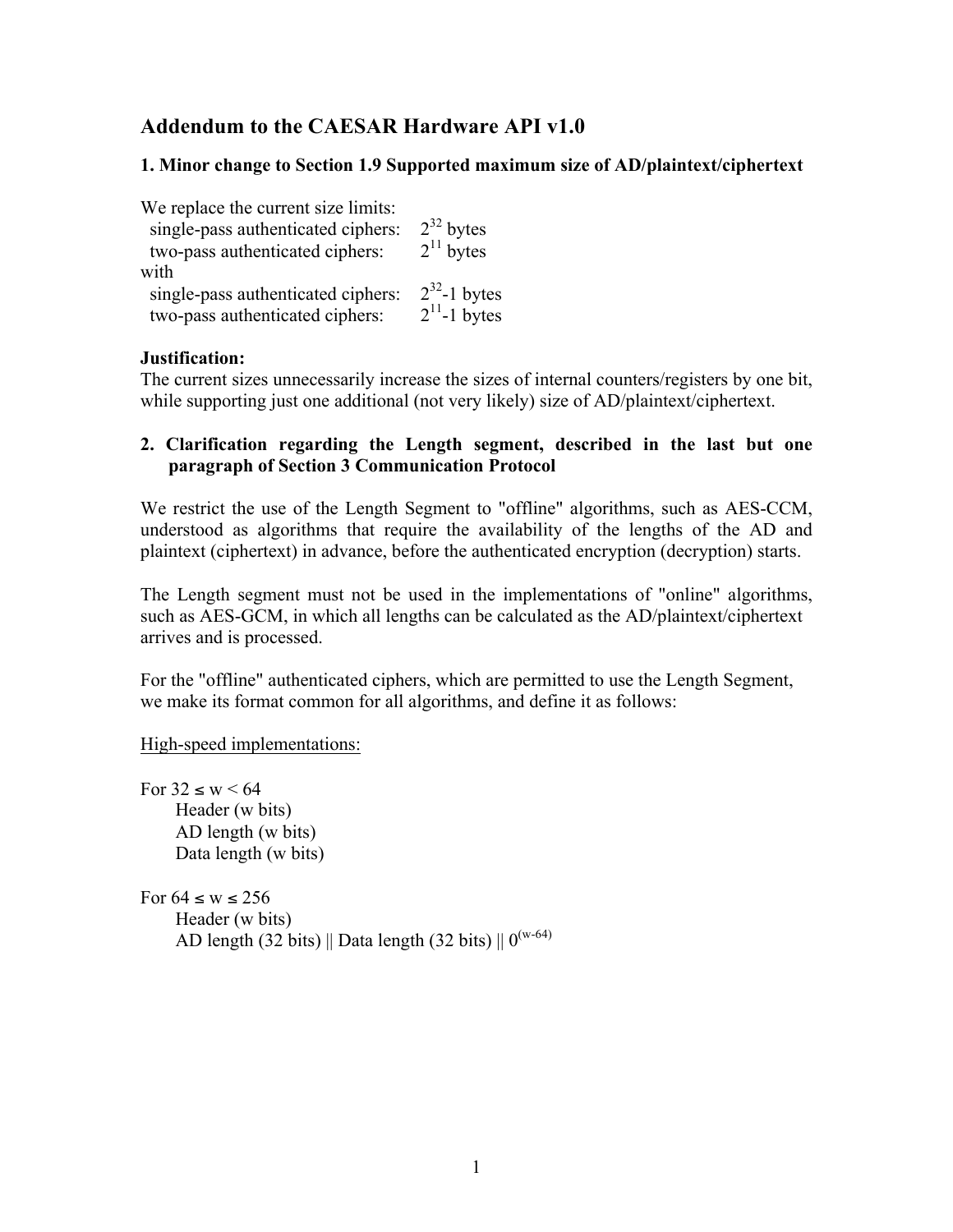# Addendum to the CAESAR Hardware API v1.0

### 1. Minor change to Section 1.9 Supported maximum size of AD/plaintext/ciphertext

We replace the current size limits:

- single-pass authenticated ciphers: $2^{32}$ bytes
- two-pass authenticated ciphers: $2^{11}$ bytes

with

- single-pass authenticated ciphers: $2^{32}$-1 bytes
- two-pass authenticated ciphers: $2^{11}$-1 bytes

**Justification:**
The current sizes unnecessarily increase the sizes of internal counters/registers by one bit, while supporting just one additional (not very likely) size of AD/plaintext/ciphertext.

### 2. Clarification regarding the Length segment, described in the last but one paragraph of Section 3 Communication Protocol

We restrict the use of the Length Segment to "offline" algorithms, such as AES-CCM, understood as algorithms that require the availability of the lengths of the AD and plaintext (ciphertext) in advance, before the authenticated encryption (decryption) starts.

The Length segment must not be used in the implementations of "online" algorithms, such as AES-GCM, in which all lengths can be calculated as the AD/plaintext/ciphertext arrives and is processed.

For the "offline" authenticated ciphers, which are permitted to use the Length Segment, we make its format common for all algorithms, and define it as follows:

<u>High-speed implementations:</u>

For $32 \leq w < 64$

- Header (w bits)
- AD length (w bits)
- Data length (w bits)

For $64 \leq w \leq 256$

- Header (w bits)
- AD length (32 bits) || Data length (32 bits) || $0^{(w-64)}$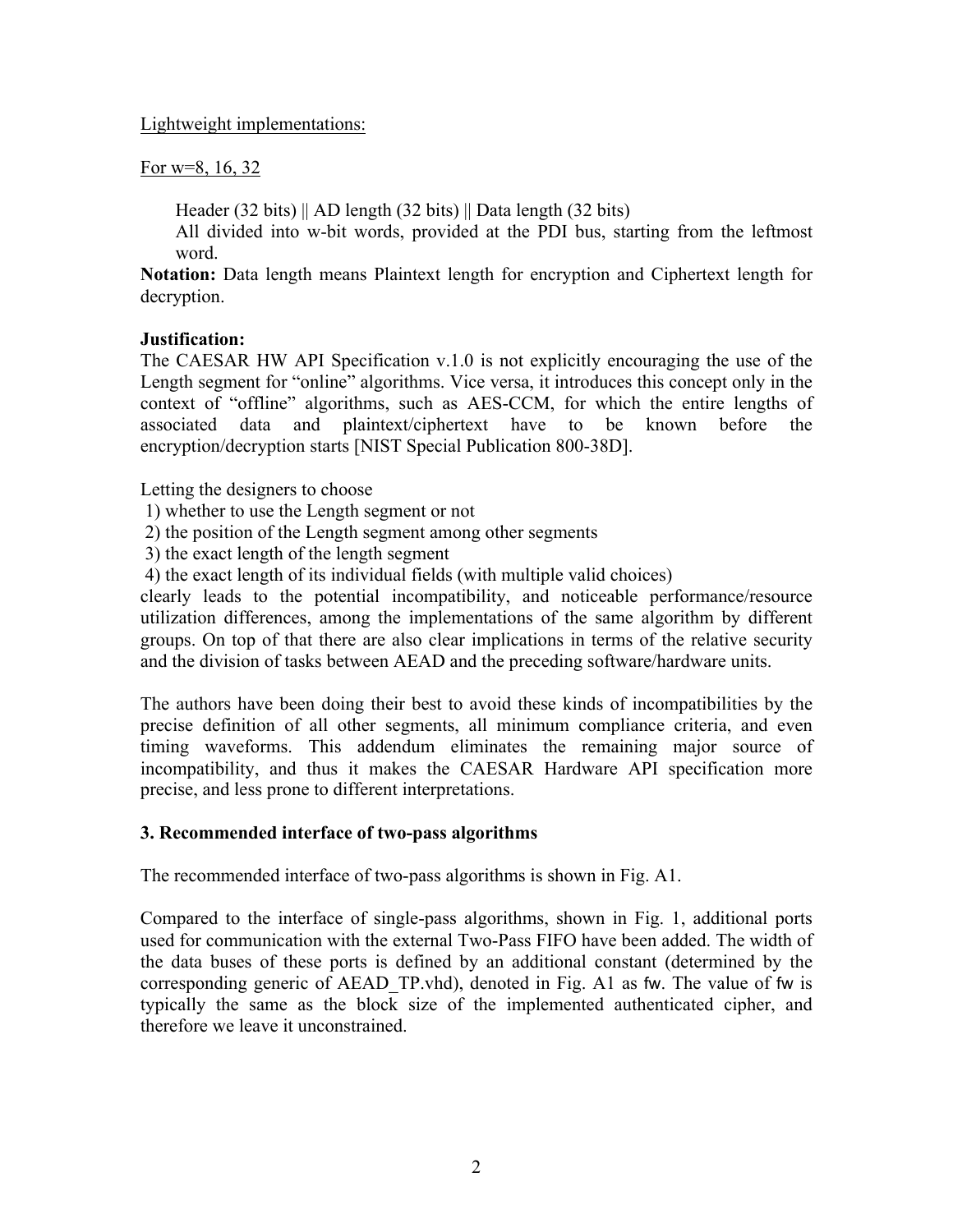Lightweight implementations:

For w=8, 16, 32

> Header (32 bits) || AD length (32 bits) || Data length (32 bits)
> All divided into w-bit words, provided at the PDI bus, starting from the leftmost word.

**Notation:** Data length means Plaintext length for encryption and Ciphertext length for decryption.

**Justification:**
The CAESAR HW API Specification v.1.0 is not explicitly encouraging the use of the Length segment for "online" algorithms. Vice versa, it introduces this concept only in the context of "offline" algorithms, such as AES-CCM, for which the entire lengths of associated data and plaintext/ciphertext have to be known before the encryption/decryption starts [NIST Special Publication 800-38D].

Letting the designers to choose
1) whether to use the Length segment or not
2) the position of the Length segment among other segments
3) the exact length of the length segment
4) the exact length of its individual fields (with multiple valid choices)

clearly leads to the potential incompatibility, and noticeable performance/resource utilization differences, among the implementations of the same algorithm by different groups. On top of that there are also clear implications in terms of the relative security and the division of tasks between AEAD and the preceding software/hardware units.

The authors have been doing their best to avoid these kinds of incompatibilities by the precise definition of all other segments, all minimum compliance criteria, and even timing waveforms. This addendum eliminates the remaining major source of incompatibility, and thus it makes the CAESAR Hardware API specification more precise, and less prone to different interpretations.

### 3. Recommended interface of two-pass algorithms

The recommended interface of two-pass algorithms is shown in Fig. A1.

Compared to the interface of single-pass algorithms, shown in Fig. 1, additional ports used for communication with the external Two-Pass FIFO have been added. The width of the data buses of these ports is defined by an additional constant (determined by the corresponding generic of AEAD_TP.vhd), denoted in Fig. A1 as fw. The value of fw is typically the same as the block size of the implemented authenticated cipher, and therefore we leave it unconstrained.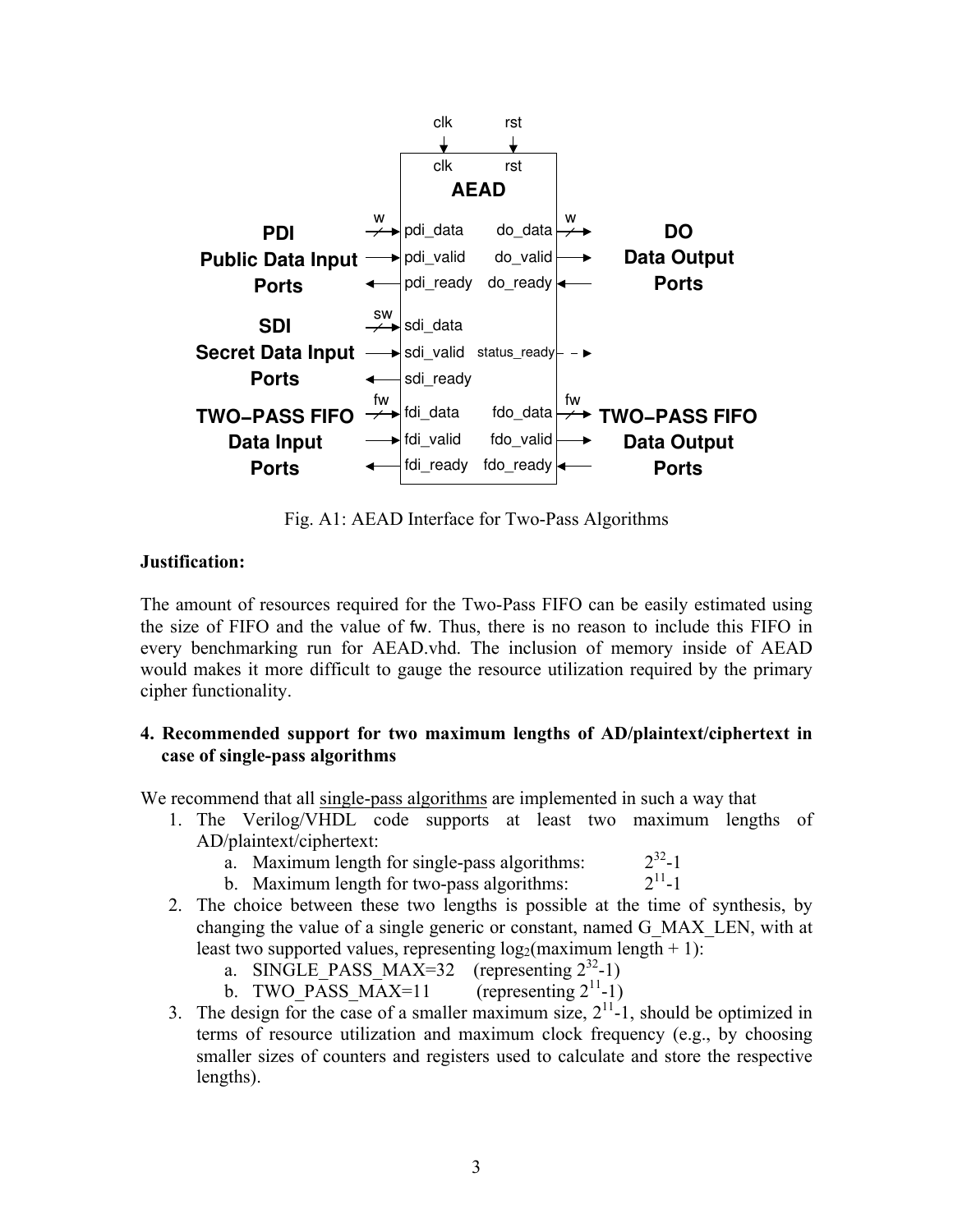Fig. A1: AEAD Interface for Two-Pass Algorithms

**Justification:**

The amount of resources required for the Two-Pass FIFO can be easily estimated using the size of FIFO and the value of fw. Thus, there is no reason to include this FIFO in every benchmarking run for AEAD.vhd. The inclusion of memory inside of AEAD would makes it more difficult to gauge the resource utilization required by the primary cipher functionality.

**4. Recommended support for two maximum lengths of AD/plaintext/ciphertext in case of single-pass algorithms**

We recommend that all single-pass algorithms are implemented in such a way that

1. The Verilog/VHDL code supports at least two maximum lengths of AD/plaintext/ciphertext:
   a. Maximum length for single-pass algorithms: $2^{32}$-1
   b. Maximum length for two-pass algorithms: $2^{11}$-1
2. The choice between these two lengths is possible at the time of synthesis, by changing the value of a single generic or constant, named G_MAX_LEN, with at least two supported values, representing $\log_2$(maximum length + 1):
   a. SINGLE_PASS_MAX=32 (representing $2^{32}$-1)
   b. TWO_PASS_MAX=11 (representing $2^{11}$-1)
3. The design for the case of a smaller maximum size, $2^{11}$-1, should be optimized in terms of resource utilization and maximum clock frequency (e.g., by choosing smaller sizes of counters and registers used to calculate and store the respective lengths).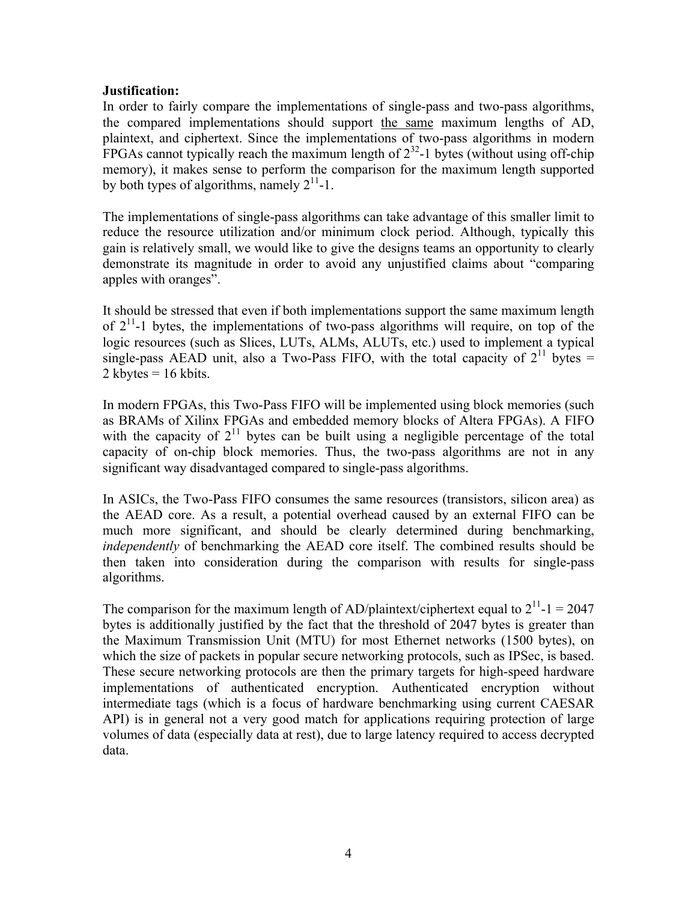**Justification:**

In order to fairly compare the implementations of single-pass and two-pass algorithms, the compared implementations should support the same maximum lengths of AD, plaintext, and ciphertext. Since the implementations of two-pass algorithms in modern FPGAs cannot typically reach the maximum length of $2^{32}$-1 bytes (without using off-chip memory), it makes sense to perform the comparison for the maximum length supported by both types of algorithms, namely $2^{11}$-1.

The implementations of single-pass algorithms can take advantage of this smaller limit to reduce the resource utilization and/or minimum clock period. Although, typically this gain is relatively small, we would like to give the designs teams an opportunity to clearly demonstrate its magnitude in order to avoid any unjustified claims about "comparing apples with oranges".

It should be stressed that even if both implementations support the same maximum length of $2^{11}$-1 bytes, the implementations of two-pass algorithms will require, on top of the logic resources (such as Slices, LUTs, ALMs, ALUTs, etc.) used to implement a typical single-pass AEAD unit, also a Two-Pass FIFO, with the total capacity of $2^{11}$ bytes = 2 kbytes = 16 kbits.

In modern FPGAs, this Two-Pass FIFO will be implemented using block memories (such as BRAMs of Xilinx FPGAs and embedded memory blocks of Altera FPGAs). A FIFO with the capacity of $2^{11}$ bytes can be built using a negligible percentage of the total capacity of on-chip block memories. Thus, the two-pass algorithms are not in any significant way disadvantaged compared to single-pass algorithms.

In ASICs, the Two-Pass FIFO consumes the same resources (transistors, silicon area) as the AEAD core. As a result, a potential overhead caused by an external FIFO can be much more significant, and should be clearly determined during benchmarking, *independently* of benchmarking the AEAD core itself. The combined results should be then taken into consideration during the comparison with results for single-pass algorithms.

The comparison for the maximum length of AD/plaintext/ciphertext equal to $2^{11}$-1 = 2047 bytes is additionally justified by the fact that the threshold of 2047 bytes is greater than the Maximum Transmission Unit (MTU) for most Ethernet networks (1500 bytes), on which the size of packets in popular secure networking protocols, such as IPSec, is based. These secure networking protocols are then the primary targets for high-speed hardware implementations of authenticated encryption. Authenticated encryption without intermediate tags (which is a focus of hardware benchmarking using current CAESAR API) is in general not a very good match for applications requiring protection of large volumes of data (especially data at rest), due to large latency required to access decrypted data.